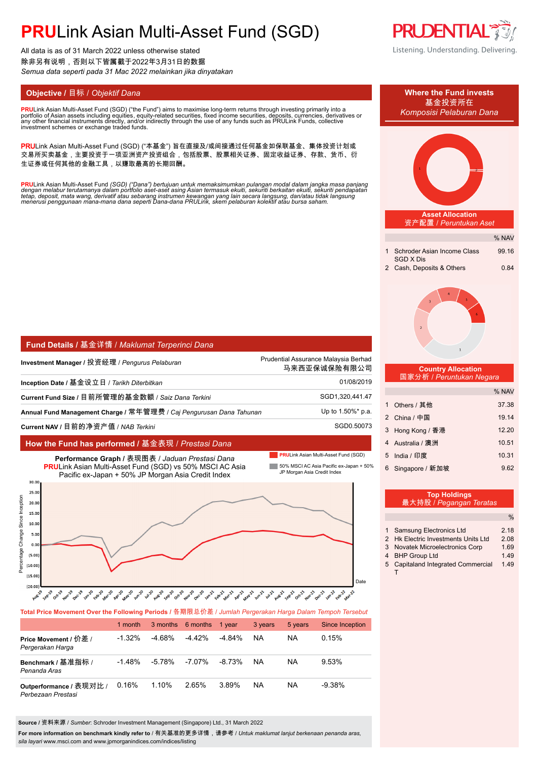# PRULink Asian Multi-Asset Fund (SGD)

All data is as of 31 March 2022 unless otherwise stated
除非另有说明，否则以下皆属截于2022年3月31日的数据
*Semua data seperti pada 31 Mac 2022 melainkan jika dinyatakan*

Listening. Understanding. Delivering.

## Objective / 目标 / *Objektif Dana*

**PRU**Link Asian Multi-Asset Fund (SGD) ("the Fund") aims to maximise long-term returns through investing primarily into a portfolio of Asian assets including equities, equity-related securities, fixed income securities, deposits, currencies, derivatives or any other financial instruments directly, and/or indirectly through the use of any funds such as PRULink Funds, collective investment schemes or exchange traded funds.

**PRU**Link Asian Multi-Asset Fund (SGD) ("本基金") 旨在直接及/或间接通过任何基金如保联基金、集体投资计划或交易所买卖基金，主要投资于一项亚洲资产投资组合，包括股票、股票相关证券、固定收益证券、存款、货币、衍生证券或任何其他的金融工具，以赚取最高的长期回酬。

***PRU**Link Asian Multi-Asset Fund (SGD) ("Dana") bertujuan untuk memaksimumkan pulangan modal dalam jangka masa panjang dengan melabur terutamanya dalam portfolio aset-aset asing Asian termasuk ekuiti, sekuriti berkaitan ekuiti, sekuriti pendapatan tetap, deposit, mata wang, derivatif atau sebarang instrumen kewangan yang lain secara langsung, dan/atau tidak langsung menerusi penggunaan mana-mana dana seperti Dana-dana PRULink, skem pelaburan kolektif atau bursa saham.*

## Where the Fund invests / 基金投资所在 / *Komposisi Pelaburan Dana*

### Asset Allocation / 资产配置 / *Peruntukan Aset*

| | | % NAV |
|---|---|---|
| 1 | Schroder Asian Income Class SGD X Dis | 99.16 |
| 2 | Cash, Deposits & Others | 0.84 |

### Country Allocation / 国家分析 / *Peruntukan Negara*

| | | % NAV |
|---|---|---|
| 1 | Others / 其他 | 37.38 |
| 2 | China / 中国 | 19.14 |
| 3 | Hong Kong / 香港 | 12.20 |
| 4 | Australia / 澳洲 | 10.51 |
| 5 | India / 印度 | 10.31 |
| 6 | Singapore / 新加坡 | 9.62 |

### Top Holdings / 最大持股 / *Pegangan Teratas*

| | | % |
|---|---|---|
| 1 | Samsung Electronics Ltd | 2.18 |
| 2 | Hk Electric Investments Units Ltd | 2.08 |
| 3 | Novatek Microelectronics Corp | 1.69 |
| 4 | BHP Group Ltd | 1.49 |
| 5 | Capitaland Integrated Commercial T | 1.49 |

## Fund Details / 基金详情 / *Maklumat Terperinci Dana*

| | |
|---|---|
| **Investment Manager /** 投资经理 / *Pengurus Pelaburan* | Prudential Assurance Malaysia Berhad 马来西亚保诚保险有限公司 |
| **Inception Date /** 基金设立日 / *Tarikh Diterbitkan* | 01/08/2019 |
| **Current Fund Size /** 目前所管理的基金数额 / *Saiz Dana Terkini* | SGD1,320,441.47 |
| **Annual Fund Management Charge /** 常年管理费 / *Caj Pengurusan Dana Tahunan* | Up to 1.50%* p.a. |
| **Current NAV /** 目前的净资产值 / *NAB Terkini* | SGD0.50073 |

## How the Fund has performed / 基金表现 / *Prestasi Dana*

**Performance Graph /** 表现图表 / *Jaduan Prestasi Dana*
**PRU**Link Asian Multi-Asset Fund (SGD) vs 50% MSCI AC Asia Pacific ex-Japan + 50% JP Morgan Asia Credit Index

Legend: **PRU**Link Asian Multi-Asset Fund (SGD); 50% MSCI AC Asia Pacific ex-Japan + 50% JP Morgan Asia Credit Index

**Total Price Movement Over the Following Periods /** 各期限总价差 / *Jumlah Pergerakan Harga Dalam Tempoh Tersebut*

| | 1 month | 3 months | 6 months | 1 year | 3 years | 5 years | Since Inception |
|---|---|---|---|---|---|---|---|
| **Price Movement /** 价差 / *Pergerakan Harga* | -1.32% | -4.68% | -4.42% | -4.84% | NA | NA | 0.15% |
| **Benchmark /** 基准指标 / *Penanda Aras* | -1.48% | -5.78% | -7.07% | -8.73% | NA | NA | 9.53% |
| **Outperformance /** 表现对比 / *Perbezaan Prestasi* | 0.16% | 1.10% | 2.65% | 3.89% | NA | NA | -9.38% |

**Source /** 资料来源 / *Sumber*: Schroder Investment Management (Singapore) Ltd., 31 March 2022

**For more information on benchmark kindly refer to /** 有关基准的更多详情，请参考 / *Untuk maklumat lanjut berkenaan penanda aras, sila layari* www.msci.com and www.jpmorganindices.com/indices/listing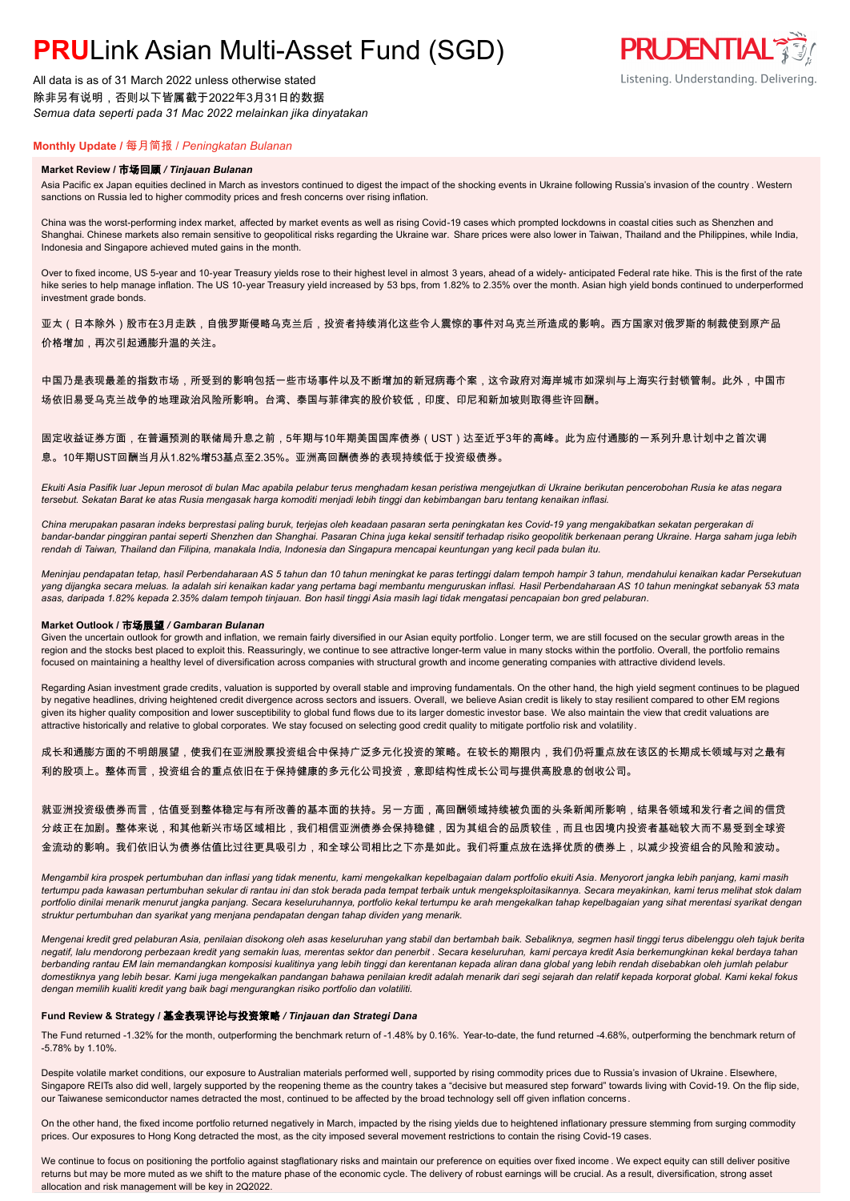// PRULink Asian Multi-Asset Fund (SGD)

All data is as of 31 March 2022 unless otherwise stated
除非另有说明，否则以下皆属截于2022年3月31日的数据
*Semua data seperti pada 31 Mac 2022 melainkan jika dinyatakan*

## Monthly Update / 每月简报 / *Peningkatan Bulanan*

### Market Review / 市场回顾 / *Tinjauan Bulanan*

Asia Pacific ex Japan equities declined in March as investors continued to digest the impact of the shocking events in Ukraine following Russia's invasion of the country. Western sanctions on Russia led to higher commodity prices and fresh concerns over rising inflation.

China was the worst-performing index market, affected by market events as well as rising Covid-19 cases which prompted lockdowns in coastal cities such as Shenzhen and Shanghai. Chinese markets also remain sensitive to geopolitical risks regarding the Ukraine war. Share prices were also lower in Taiwan, Thailand and the Philippines, while India, Indonesia and Singapore achieved muted gains in the month.

Over to fixed income, US 5-year and 10-year Treasury yields rose to their highest level in almost 3 years, ahead of a widely- anticipated Federal rate hike. This is the first of the rate hike series to help manage inflation. The US 10-year Treasury yield increased by 53 bps, from 1.82% to 2.35% over the month. Asian high yield bonds continued to underperformed investment grade bonds.

亚太（日本除外）股市在3月走跌，自俄罗斯侵略乌克兰后，投资者持续消化这些令人震惊的事件对乌克兰所造成的影响。西方国家对俄罗斯的制裁使到原产品价格增加，再次引起通膨升温的关注。

中国乃是表现最差的指数市场，所受到的影响包括一些市场事件以及不断增加的新冠病毒个案，这令政府对海岸城市如深圳与上海实行封锁管制。此外，中国市场依旧易受乌克兰战争的地理政治风险所影响。台湾、泰国与菲律宾的股价较低，印度、印尼和新加坡则取得些许回酬。

固定收益证券方面，在普遍预测的联储局升息之前，5年期与10年期美国国库债券（UST）达至近乎3年的高峰。此为应付通膨的一系列升息计划中之首次调息。10年期UST回酬当月从1.82%增53基点至2.35%。亚洲高回酬债券的表现持续低于投资级债券。

*Ekuiti Asia Pasifik luar Jepun merosot di bulan Mac apabila pelabur terus menghadam kesan peristiwa mengejutkan di Ukraine berikutan pencerobohan Rusia ke atas negara tersebut. Sekatan Barat ke atas Rusia mengasak harga komoditi menjadi lebih tinggi dan kebimbangan baru tentang kenaikan inflasi.*

*China merupakan pasaran indeks berprestasi paling buruk, terjejas oleh keadaan pasaran serta peningkatan kes Covid-19 yang mengakibatkan sekatan pergerakan di bandar-bandar pinggiran pantai seperti Shenzhen dan Shanghai. Pasaran China juga kekal sensitif terhadap risiko geopolitik berkenaan perang Ukraine. Harga saham juga lebih rendah di Taiwan, Thailand dan Filipina, manakala India, Indonesia dan Singapura mencapai keuntungan yang kecil pada bulan itu.*

*Meninjau pendapatan tetap, hasil Perbendaharaan AS 5 tahun dan 10 tahun meningkat ke paras tertinggi dalam tempoh hampir 3 tahun, mendahului kenaikan kadar Persekutuan yang dijangka secara meluas. Ia adalah siri kenaikan kadar yang pertama bagi membantu menguruskan inflasi. Hasil Perbendaharaan AS 10 tahun meningkat sebanyak 53 mata asas, daripada 1.82% kepada 2.35% dalam tempoh tinjauan. Bon hasil tinggi Asia masih lagi tidak mengatasi pencapaian bon gred pelaburan.*

### Market Outlook / 市场展望 / *Gambaran Bulanan*

Given the uncertain outlook for growth and inflation, we remain fairly diversified in our Asian equity portfolio. Longer term, we are still focused on the secular growth areas in the region and the stocks best placed to exploit this. Reassuringly, we continue to see attractive longer-term value in many stocks within the portfolio. Overall, the portfolio remains focused on maintaining a healthy level of diversification across companies with structural growth and income generating companies with attractive dividend levels.

Regarding Asian investment grade credits, valuation is supported by overall stable and improving fundamentals. On the other hand, the high yield segment continues to be plagued by negative headlines, driving heightened credit divergence across sectors and issuers. Overall, we believe Asian credit is likely to stay resilient compared to other EM regions given its higher quality composition and lower susceptibility to global fund flows due to its larger domestic investor base. We also maintain the view that credit valuations are attractive historically and relative to global corporates. We stay focused on selecting good credit quality to mitigate portfolio risk and volatility.

成长和通膨方面的不明朗展望，使我们在亚洲股票投资组合中保持广泛多元化投资的策略。在较长的期限内，我们仍将重点放在该区的长期成长领域与对之最有利的股项上。整体而言，投资组合的重点依旧在于保持健康的多元化公司投资，意即结构性成长公司与提供高股息的创收公司。

就亚洲投资级债券而言，估值受到整体稳定与有所改善的基本面的扶持。另一方面，高回酬领域持续被负面的头条新闻所影响，结果各领域和发行者之间的信贷分歧正在加剧。整体来说，和其他新兴市场区域相比，我们相信亚洲债券会保持稳健，因为其组合的品质较佳，而且也因境内投资者基础较大而不易受到全球资金流动的影响。我们依旧认为债券估值比过往更具吸引力，和全球公司相比之下亦是如此。我们将重点放在选择优质的债券上，以减少投资组合的风险和波动。

*Mengambil kira prospek pertumbuhan dan inflasi yang tidak menentu, kami mengekalkan kepelbagaian dalam portfolio ekuiti Asia. Menyorot jangka lebih panjang, kami masih tertumpu pada kawasan pertumbuhan sekular di rantau ini dan stok berada pada tempat terbaik untuk mengeksploitasikannya. Secara meyakinkan, kami terus melihat stok dalam portfolio dinilai menarik menurut jangka panjang. Secara keseluruhannya, portfolio kekal tertumpu ke arah mengekalkan tahap kepelbagaian yang sihat merentasi syarikat dengan struktur pertumbuhan dan syarikat yang menjana pendapatan dengan tahap dividen yang menarik.*

*Mengenai kredit gred pelaburan Asia, penilaian disokong oleh asas keseluruhan yang stabil dan bertambah baik. Sebaliknya, segmen hasil tinggi terus dibelenggu oleh tajuk berita negatif, lalu mendorong perbezaan kredit yang semakin luas, merentas sektor dan penerbit . Secara keseluruhan, kami percaya kredit Asia berkemungkinan kekal berdaya tahan berbanding rantau EM lain memandangkan komposisi kualitinya yang lebih tinggi dan kerentanan kepada aliran dana global yang lebih rendah disebabkan oleh jumlah pelabur domestiknya yang lebih besar. Kami juga mengekalkan pandangan bahawa penilaian kredit adalah menarik dari segi sejarah dan relatif kepada korporat global. Kami kekal fokus dengan memilih kualiti kredit yang baik bagi mengurangkan risiko portfolio dan volatiliti.*

### Fund Review & Strategy / 基金表现评论与投资策略 / *Tinjauan dan Strategi Dana*

The Fund returned -1.32% for the month, outperforming the benchmark return of -1.48% by 0.16%. Year-to-date, the fund returned -4.68%, outperforming the benchmark return of -5.78% by 1.10%.

Despite volatile market conditions, our exposure to Australian materials performed well, supported by rising commodity prices due to Russia's invasion of Ukraine. Elsewhere, Singapore REITs also did well, largely supported by the reopening theme as the country takes a "decisive but measured step forward" towards living with Covid-19. On the flip side, our Taiwanese semiconductor names detracted the most, continued to be affected by the broad technology sell off given inflation concerns.

On the other hand, the fixed income portfolio returned negatively in March, impacted by the rising yields due to heightened inflationary pressure stemming from surging commodity prices. Our exposures to Hong Kong detracted the most, as the city imposed several movement restrictions to contain the rising Covid-19 cases.

We continue to focus on positioning the portfolio against stagflationary risks and maintain our preference on equities over fixed income. We expect equity can still deliver positive returns but may be more muted as we shift to the mature phase of the economic cycle. The delivery of robust earnings will be crucial. As a result, diversification, strong asset allocation and risk management will be key in 2Q2022.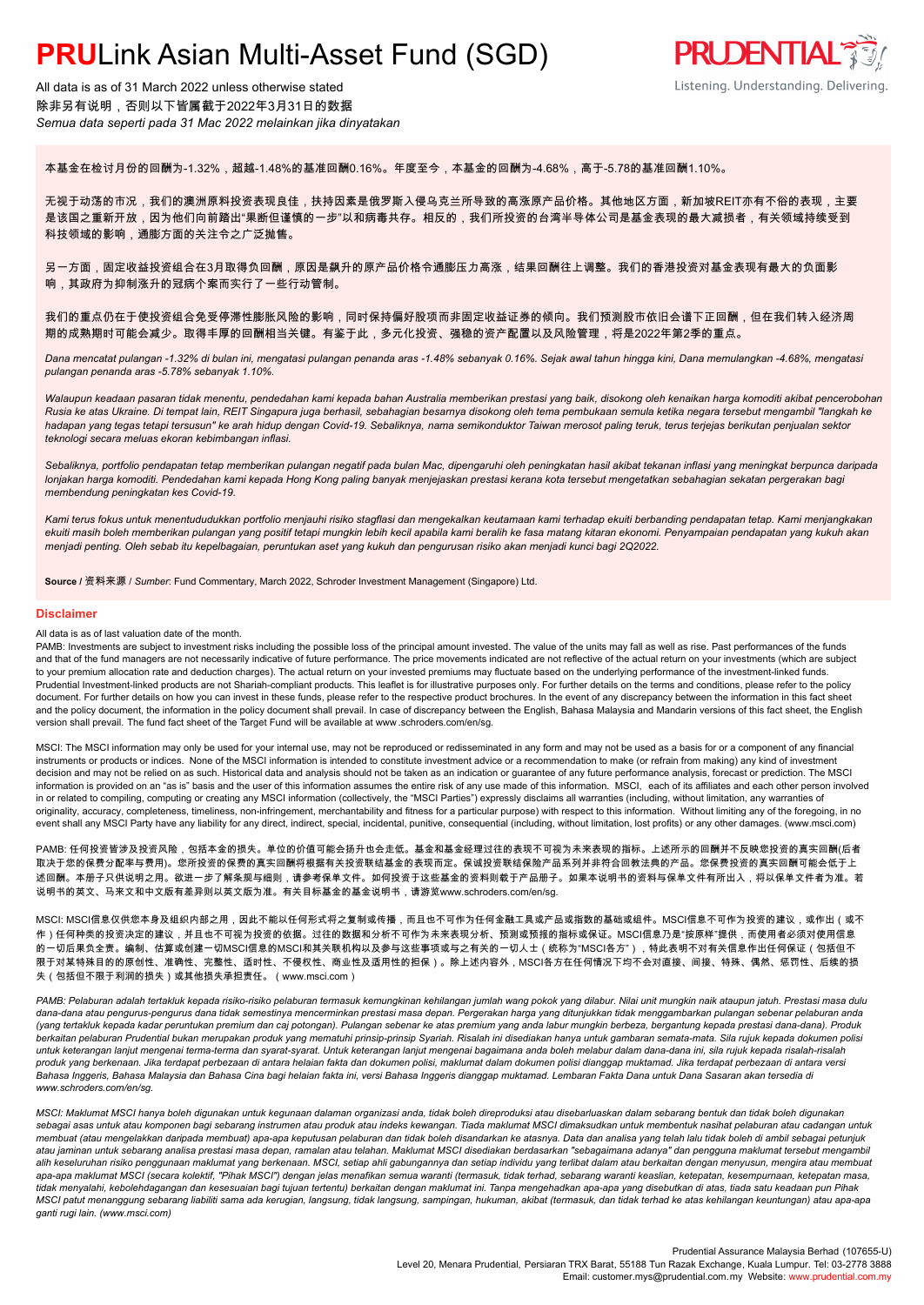# PRULink Asian Multi-Asset Fund (SGD)

All data is as of 31 March 2022 unless otherwise stated
除非另有说明，否则以下皆属截于2022年3月31日的数据
*Semua data seperti pada 31 Mac 2022 melainkan jika dinyatakan*

本基金在检讨月份的回酬为-1.32%，超越-1.48%的基准回酬0.16%。年度至今，本基金的回酬为-4.68%，高于-5.78%的基准回酬1.10%。

无视于动荡的市况，我们的澳洲原料投资表现良佳，扶持因素是俄罗斯入侵乌克兰所导致的高涨原产品价格。其他地区方面，新加坡REIT亦有不俗的表现，主要是该国之重新开放，因为他们向前踏出"果断但谨慎的一步"以和病毒共存。相反的，我们所投资的台湾半导体公司是基金表现的最大减损者，有关领域持续受到科技领域的影响，通膨方面的关注令之广泛抛售。

另一方面，固定收益投资组合在3月取得负回酬，原因是飙升的原产品价格令通膨压力高涨，结果回酬往上调整。我们的香港投资对基金表现有最大的负面影响，其政府为抑制涨升的冠病个案而实行了一些行动管制。

我们的重点仍在于使投资组合免受停滞性膨胀风险的影响，同时保持偏好股项而非固定收益证券的倾向。我们预测股市依旧会谱下正回酬，但在我们转入经济周期的成熟期时可能会减少。取得丰厚的回酬相当关键。有鉴于此，多元化投资、强稳的资产配置以及风险管理，将是2022年第2季的重点。

*Dana mencatat pulangan -1.32% di bulan ini, mengatasi pulangan penanda aras -1.48% sebanyak 0.16%. Sejak awal tahun hingga kini, Dana memulangkan -4.68%, mengatasi pulangan penanda aras -5.78% sebanyak 1.10%.*

*Walaupun keadaan pasaran tidak menentu, pendedahan kami kepada bahan Australia memberikan prestasi yang baik, disokong oleh kenaikan harga komoditi akibat pencerobohan Rusia ke atas Ukraine. Di tempat lain, REIT Singapura juga berhasil, sebahagian besarnya disokong oleh tema pembukaan semula ketika negara tersebut mengambil "langkah ke hadapan yang tegas tetapi tersusun" ke arah hidup dengan Covid-19. Sebaliknya, nama semikonduktor Taiwan merosot paling teruk, terus terjejas berikutan penjualan sektor teknologi secara meluas ekoran kebimbangan inflasi.*

*Sebaliknya, portfolio pendapatan tetap memberikan pulangan negatif pada bulan Mac, dipengaruhi oleh peningkatan hasil akibat tekanan inflasi yang meningkat berpunca daripada lonjakan harga komoditi. Pendedahan kami kepada Hong Kong paling banyak menjejaskan prestasi kerana kota tersebut mengetatkan sebahagian sekatan pergerakan bagi membendung peningkatan kes Covid-19.*

*Kami terus fokus untuk menentududukkan portfolio menjauhi risiko stagflasi dan mengekalkan keutamaan kami terhadap ekuiti berbanding pendapatan tetap. Kami menjangkakan ekuiti masih boleh memberikan pulangan yang positif tetapi mungkin lebih kecil apabila kami beralih ke fasa matang kitaran ekonomi. Penyampaian pendapatan yang kukuh akan menjadi penting. Oleh sebab itu kepelbagaian, peruntukan aset yang kukuh dan pengurusan risiko akan menjadi kunci bagi 2Q2022.*

**Source** / 资料来源 / *Sumber*: Fund Commentary, March 2022, Schroder Investment Management (Singapore) Ltd.

## Disclaimer

All data is as of last valuation date of the month.
PAMB: Investments are subject to investment risks including the possible loss of the principal amount invested. The value of the units may fall as well as rise. Past performances of the funds and that of the fund managers are not necessarily indicative of future performance. The price movements indicated are not reflective of the actual return on your investments (which are subject to your premium allocation rate and deduction charges). The actual return on your invested premiums may fluctuate based on the underlying performance of the investment-linked funds. Prudential Investment-linked products are not Shariah-compliant products. This leaflet is for illustrative purposes only. For further details on the terms and conditions, please refer to the policy document. For further details on how you can invest in these funds, please refer to the respective product brochures. In the event of any discrepancy between the information in this fact sheet and the policy document, the information in the policy document shall prevail. In case of discrepancy between the English, Bahasa Malaysia and Mandarin versions of this fact sheet, the English version shall prevail. The fund fact sheet of the Target Fund will be available at www.schroders.com/en/sg.

MSCI: The MSCI information may only be used for your internal use, may not be reproduced or redisseminated in any form and may not be used as a basis for or a component of any financial instruments or products or indices. None of the MSCI information is intended to constitute investment advice or a recommendation to make (or refrain from making) any kind of investment decision and may not be relied on as such. Historical data and analysis should not be taken as an indication or guarantee of any future performance analysis, forecast or prediction. The MSCI information is provided on an "as is" basis and the user of this information assumes the entire risk of any use made of this information. MSCI, each of its affiliates and each other person involved in or related to compiling, computing or creating any MSCI information (collectively, the "MSCI Parties") expressly disclaims all warranties (including, without limitation, any warranties of originality, accuracy, completeness, timeliness, non-infringement, merchantability and fitness for a particular purpose) with respect to this information. Without limiting any of the foregoing, in no event shall any MSCI Party have any liability for any direct, indirect, special, incidental, punitive, consequential (including, without limitation, lost profits) or any other damages. (www.msci.com)

PAMB: 任何投资皆涉及投资风险，包括本金的损失。单位的价值可能会扬升也会走低。基金和基金经理过往的表现不可视为未来表现的指标。上述所示的回酬并不反映您投资的真实回酬(后者取决于您的保费分配率与费用)。您所投资的保费的真实回酬将根据有关投资联结基金的表现而定。保诚投资联结保险产品系列并非符合回教法典的产品。您保费投资的真实回酬可能会低于上述回酬。本册子只供说明之用。欲进一步了解条规与细则，请参考保单文件。如何投资于这些基金的资料则载于产品册子。如果本说明书的资料与保单文件有所出入，将以保单文件者为准。若说明书的英文、马来文和中文版有差异则以英文版为准。有关目标基金的基金说明书，请游览www.schroders.com/en/sg.

MSCI: MSCI信息仅供您本身及组织内部之用，因此不能以任何形式将之复制或传播，而且也不可作为任何金融工具或产品或指数的基础或组件。MSCI信息不可作为投资的建议，或作出（或不作）任何种类的投资决定的建议，并且也不可视为投资的依据。过往的数据和分析不可作为未来表现分析、预测或预报的指标或保证。MSCI信息乃是"按原样"提供，而使用者必须对使用信息的一切后果负全责。编制、估算或创建一切MSCI信息的MSCI和其关联机构以及参与这些事项或与之有关的一切人士（统称为"MSCI各方"），特此表明不对有关信息作出任何保证（包括但不限于对某特殊目的的原创性、准确性、完整性、适时性、不侵权性、商业性及适用性的担保）。除上述内容外，MSCI各方在任何情况下均不会对直接、间接、特殊、偶然、惩罚性、后续的损失（包括但不限于利润的损失）或其他损失承担责任。（www.msci.com）

*PAMB: Pelaburan adalah tertakluk kepada risiko-risiko pelaburan termasuk kemungkinan kehilangan jumlah wang pokok yang dilabur. Nilai unit mungkin naik ataupun jatuh. Prestasi masa dulu dana-dana atau pengurus-pengurus dana tidak semestinya mencerminkan prestasi masa depan. Pergerakan harga yang ditunjukkan tidak menggambarkan pulangan sebenar pelaburan anda (yang tertakluk kepada kadar peruntukan premium dan caj potongan). Pulangan sebenar ke atas premium yang anda labur mungkin berbeza, bergantung kepada prestasi dana-dana). Produk berkaitan pelaburan Prudential bukan merupakan produk yang mematuhi prinsip-prinsip Syariah. Risalah ini disediakan hanya untuk gambaran semata-mata. Sila rujuk kepada dokumen polisi untuk keterangan lanjut mengenai terma-terma dan syarat-syarat. Untuk keterangan lanjut mengenai bagaimana anda boleh melabur dalam dana-dana ini, sila rujuk kepada risalah-risalah produk yang berkenaan. Jika terdapat perbezaan di antara helaian fakta dan dokumen polisi, maklumat dalam dokumen polisi dianggap muktamad. Jika terdapat perbezaan di antara versi Bahasa Inggeris, Bahasa Malaysia dan Bahasa Cina bagi helaian fakta ini, versi Bahasa Inggeris dianggap muktamad. Lembaran Fakta Dana untuk Dana Sasaran akan tersedia di www.schroders.com/en/sg.*

*MSCI: Maklumat MSCI hanya boleh digunakan untuk kegunaan dalaman organizasi anda, tidak boleh direproduksi atau disebarluaskan dalam sebarang bentuk dan tidak boleh digunakan sebagai asas untuk atau komponen bagi sebarang instrumen atau produk atau indeks kewangan. Tiada maklumat MSCI dimaksudkan untuk membentuk nasihat pelaburan atau cadangan untuk membuat (atau mengelakkan daripada membuat) apa-apa keputusan pelaburan dan tidak boleh disandarkan ke atasnya. Data dan analisa yang telah lalu tidak boleh di ambil sebagai petunjuk atau jaminan untuk sebarang analisa prestasi masa depan, ramalan atau telahan. Maklumat MSCI disediakan berdasarkan "sebagaimana adanya" dan pengguna maklumat tersebut mengambil alih keseluruhan risiko penggunaan maklumat yang berkenaan. MSCI, setiap ahli gabungannya dan setiap individu yang terlibat dalam atau berkaitan dengan menyusun, mengira atau membuat apa-apa maklumat MSCI (secara kolektif, "Pihak MSCI") dengan jelas menafikan semua waranti (termasuk, tidak terhad, sebarang waranti keaslian, ketepatan, kesempurnaan, ketepatan masa, tidak menyalahi, kebolehdagangan dan kesesuaian bagi tujuan tertentu) berkaitan dengan maklumat ini. Tanpa mengehadkan apa-apa yang disebutkan di atas, tiada satu keadaan pun Pihak MSCI patut menanggung sebarang liabiliti sama ada kerugian, langsung, tidak langsung, sampingan, hukuman, akibat (termasuk, dan tidak terhad ke atas kehilangan keuntungan) atau apa-apa ganti rugi lain. (www.msci.com)*

Prudential Assurance Malaysia Berhad (107655-U)
Level 20, Menara Prudential, Persiaran TRX Barat, 55188 Tun Razak Exchange, Kuala Lumpur. Tel: 03-2778 3888
Email: customer.mys@prudential.com.my Website: www.prudential.com.my